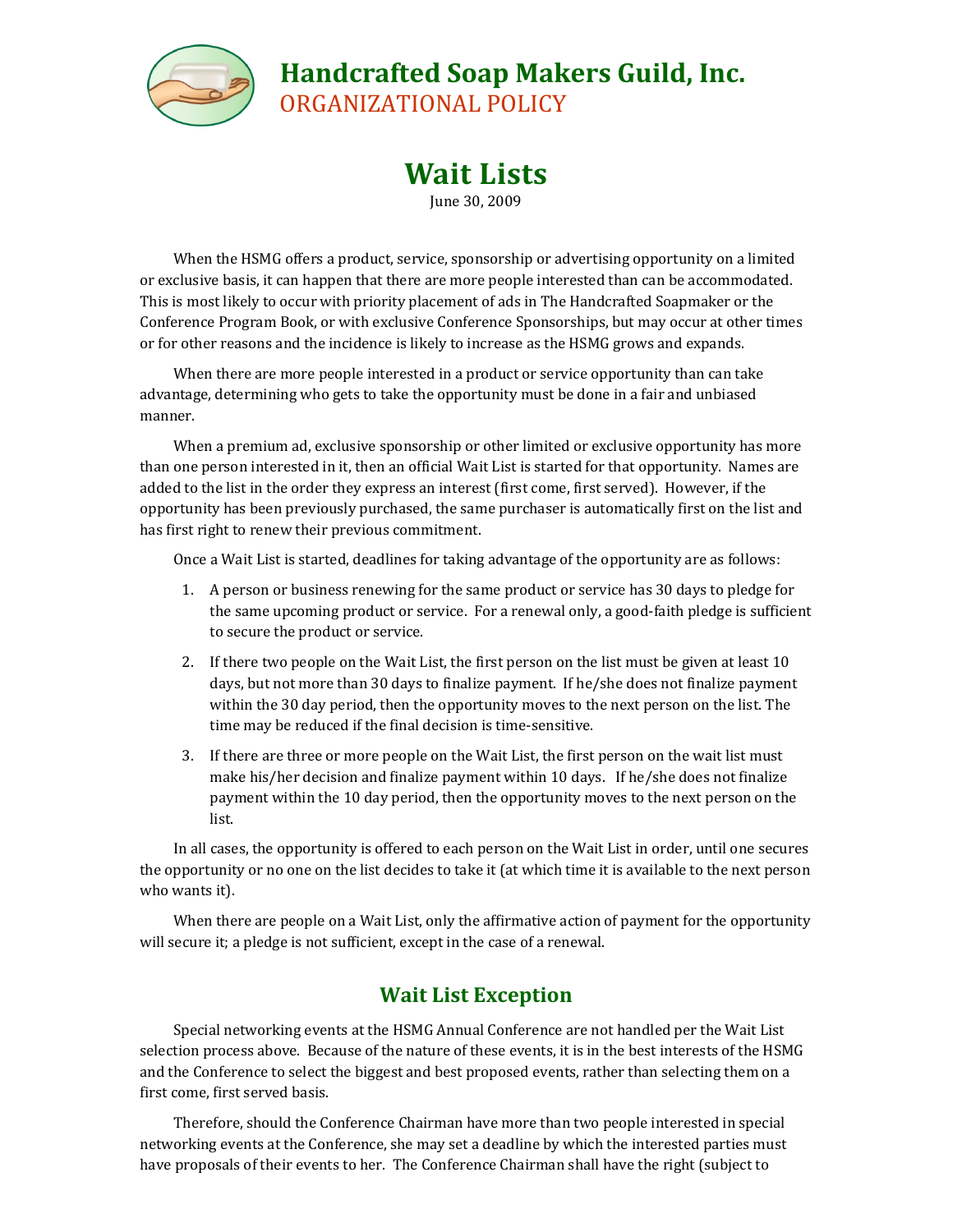# Handcrafted Soap Makers Guild, Inc.

ORGANIZATIONAL POLICY

# Wait Lists

June 30, 2009

When the HSMG offers a product, service, sponsorship or advertising opportunity on a limited or exclusive basis, it can happen that there are more people interested than can be accommodated. This is most likely to occur with priority placement of ads in The Handcrafted Soapmaker or the Conference Program Book, or with exclusive Conference Sponsorships, but may occur at other times or for other reasons and the incidence is likely to increase as the HSMG grows and expands.

When there are more people interested in a product or service opportunity than can take advantage, determining who gets to take the opportunity must be done in a fair and unbiased manner.

When a premium ad, exclusive sponsorship or other limited or exclusive opportunity has more than one person interested in it, then an official Wait List is started for that opportunity. Names are added to the list in the order they express an interest (first come, first served). However, if the opportunity has been previously purchased, the same purchaser is automatically first on the list and has first right to renew their previous commitment.

Once a Wait List is started, deadlines for taking advantage of the opportunity are as follows:

1. A person or business renewing for the same product or service has 30 days to pledge for the same upcoming product or service. For a renewal only, a good-faith pledge is sufficient to secure the product or service.
2. If there two people on the Wait List, the first person on the list must be given at least 10 days, but not more than 30 days to finalize payment. If he/she does not finalize payment within the 30 day period, then the opportunity moves to the next person on the list. The time may be reduced if the final decision is time-sensitive.
3. If there are three or more people on the Wait List, the first person on the wait list must make his/her decision and finalize payment within 10 days. If he/she does not finalize payment within the 10 day period, then the opportunity moves to the next person on the list.

In all cases, the opportunity is offered to each person on the Wait List in order, until one secures the opportunity or no one on the list decides to take it (at which time it is available to the next person who wants it).

When there are people on a Wait List, only the affirmative action of payment for the opportunity will secure it; a pledge is not sufficient, except in the case of a renewal.

## Wait List Exception

Special networking events at the HSMG Annual Conference are not handled per the Wait List selection process above. Because of the nature of these events, it is in the best interests of the HSMG and the Conference to select the biggest and best proposed events, rather than selecting them on a first come, first served basis.

Therefore, should the Conference Chairman have more than two people interested in special networking events at the Conference, she may set a deadline by which the interested parties must have proposals of their events to her. The Conference Chairman shall have the right (subject to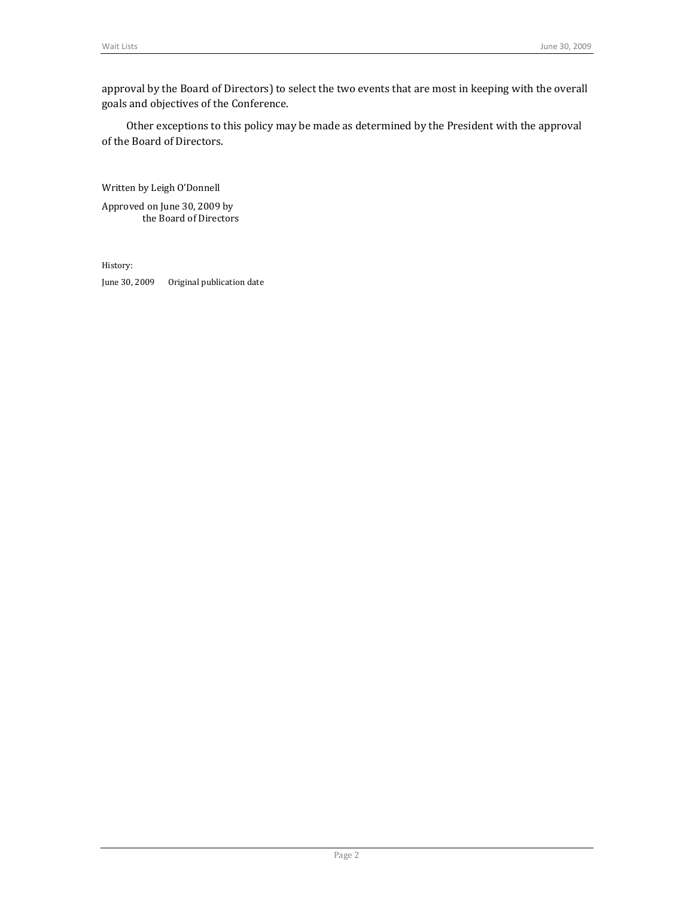approval by the Board of Directors) to select the two events that are most in keeping with the overall goals and objectives of the Conference.

Other exceptions to this policy may be made as determined by the President with the approval of the Board of Directors.

Written by Leigh O'Donnell

Approved on June 30, 2009 by
the Board of Directors

History:

June 30, 2009 Original publication date